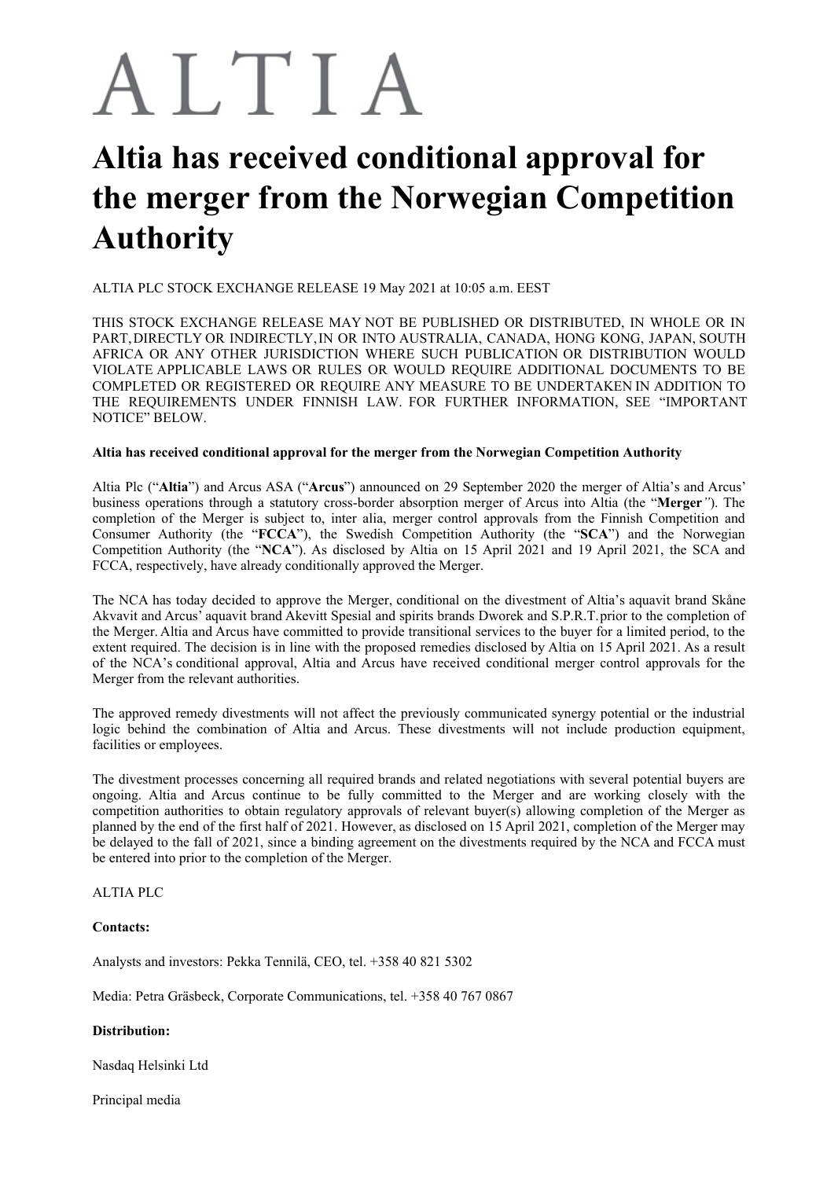ALTIA

# Altia has received conditional approval for the merger from the Norwegian Competition Authority

ALTIA PLC STOCK EXCHANGE RELEASE 19 May 2021 at 10:05 a.m. EEST

THIS STOCK EXCHANGE RELEASE MAY NOT BE PUBLISHED OR DISTRIBUTED, IN WHOLE OR IN PART, DIRECTLY OR INDIRECTLY, IN OR INTO AUSTRALIA, CANADA, HONG KONG, JAPAN, SOUTH AFRICA OR ANY OTHER JURISDICTION WHERE SUCH PUBLICATION OR DISTRIBUTION WOULD VIOLATE APPLICABLE LAWS OR RULES OR WOULD REQUIRE ADDITIONAL DOCUMENTS TO BE COMPLETED OR REGISTERED OR REQUIRE ANY MEASURE TO BE UNDERTAKEN IN ADDITION TO THE REQUIREMENTS UNDER FINNISH LAW. FOR FURTHER INFORMATION, SEE "IMPORTANT NOTICE" BELOW.

**Altia has received conditional approval for the merger from the Norwegian Competition Authority**

Altia Plc ("**Altia**") and Arcus ASA ("**Arcus**") announced on 29 September 2020 the merger of Altia's and Arcus' business operations through a statutory cross-border absorption merger of Arcus into Altia (the "**Merger**"). The completion of the Merger is subject to, inter alia, merger control approvals from the Finnish Competition and Consumer Authority (the "**FCCA**"), the Swedish Competition Authority (the "**SCA**") and the Norwegian Competition Authority (the "**NCA**"). As disclosed by Altia on 15 April 2021 and 19 April 2021, the SCA and FCCA, respectively, have already conditionally approved the Merger.

The NCA has today decided to approve the Merger, conditional on the divestment of Altia's aquavit brand Skåne Akvavit and Arcus' aquavit brand Akevitt Spesial and spirits brands Dworek and S.P.R.T. prior to the completion of the Merger. Altia and Arcus have committed to provide transitional services to the buyer for a limited period, to the extent required. The decision is in line with the proposed remedies disclosed by Altia on 15 April 2021. As a result of the NCA's conditional approval, Altia and Arcus have received conditional merger control approvals for the Merger from the relevant authorities.

The approved remedy divestments will not affect the previously communicated synergy potential or the industrial logic behind the combination of Altia and Arcus. These divestments will not include production equipment, facilities or employees.

The divestment processes concerning all required brands and related negotiations with several potential buyers are ongoing. Altia and Arcus continue to be fully committed to the Merger and are working closely with the competition authorities to obtain regulatory approvals of relevant buyer(s) allowing completion of the Merger as planned by the end of the first half of 2021. However, as disclosed on 15 April 2021, completion of the Merger may be delayed to the fall of 2021, since a binding agreement on the divestments required by the NCA and FCCA must be entered into prior to the completion of the Merger.

ALTIA PLC

**Contacts:**

Analysts and investors: Pekka Tennilä, CEO, tel. +358 40 821 5302

Media: Petra Gräsbeck, Corporate Communications, tel. +358 40 767 0867

**Distribution:**

Nasdaq Helsinki Ltd

Principal media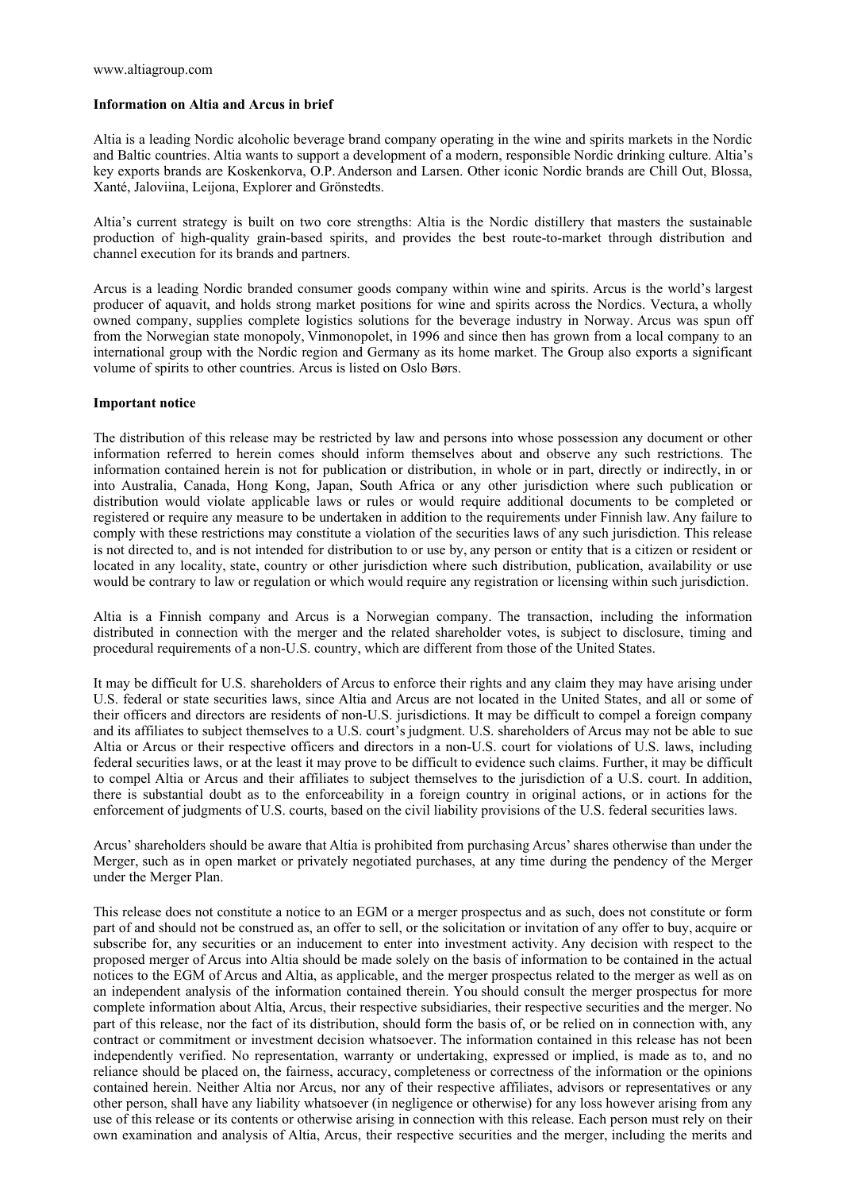www.altiagroup.com

**Information on Altia and Arcus in brief**

Altia is a leading Nordic alcoholic beverage brand company operating in the wine and spirits markets in the Nordic and Baltic countries. Altia wants to support a development of a modern, responsible Nordic drinking culture. Altia's key exports brands are Koskenkorva, O.P. Anderson and Larsen. Other iconic Nordic brands are Chill Out, Blossa, Xanté, Jaloviina, Leijona, Explorer and Grönstedts.

Altia's current strategy is built on two core strengths: Altia is the Nordic distillery that masters the sustainable production of high-quality grain-based spirits, and provides the best route-to-market through distribution and channel execution for its brands and partners.

Arcus is a leading Nordic branded consumer goods company within wine and spirits. Arcus is the world's largest producer of aquavit, and holds strong market positions for wine and spirits across the Nordics. Vectura, a wholly owned company, supplies complete logistics solutions for the beverage industry in Norway. Arcus was spun off from the Norwegian state monopoly, Vinmonopolet, in 1996 and since then has grown from a local company to an international group with the Nordic region and Germany as its home market. The Group also exports a significant volume of spirits to other countries. Arcus is listed on Oslo Børs.

**Important notice**

The distribution of this release may be restricted by law and persons into whose possession any document or other information referred to herein comes should inform themselves about and observe any such restrictions. The information contained herein is not for publication or distribution, in whole or in part, directly or indirectly, in or into Australia, Canada, Hong Kong, Japan, South Africa or any other jurisdiction where such publication or distribution would violate applicable laws or rules or would require additional documents to be completed or registered or require any measure to be undertaken in addition to the requirements under Finnish law. Any failure to comply with these restrictions may constitute a violation of the securities laws of any such jurisdiction. This release is not directed to, and is not intended for distribution to or use by, any person or entity that is a citizen or resident or located in any locality, state, country or other jurisdiction where such distribution, publication, availability or use would be contrary to law or regulation or which would require any registration or licensing within such jurisdiction.

Altia is a Finnish company and Arcus is a Norwegian company. The transaction, including the information distributed in connection with the merger and the related shareholder votes, is subject to disclosure, timing and procedural requirements of a non-U.S. country, which are different from those of the United States.

It may be difficult for U.S. shareholders of Arcus to enforce their rights and any claim they may have arising under U.S. federal or state securities laws, since Altia and Arcus are not located in the United States, and all or some of their officers and directors are residents of non-U.S. jurisdictions. It may be difficult to compel a foreign company and its affiliates to subject themselves to a U.S. court's judgment. U.S. shareholders of Arcus may not be able to sue Altia or Arcus or their respective officers and directors in a non-U.S. court for violations of U.S. laws, including federal securities laws, or at the least it may prove to be difficult to evidence such claims. Further, it may be difficult to compel Altia or Arcus and their affiliates to subject themselves to the jurisdiction of a U.S. court. In addition, there is substantial doubt as to the enforceability in a foreign country in original actions, or in actions for the enforcement of judgments of U.S. courts, based on the civil liability provisions of the U.S. federal securities laws.

Arcus' shareholders should be aware that Altia is prohibited from purchasing Arcus' shares otherwise than under the Merger, such as in open market or privately negotiated purchases, at any time during the pendency of the Merger under the Merger Plan.

This release does not constitute a notice to an EGM or a merger prospectus and as such, does not constitute or form part of and should not be construed as, an offer to sell, or the solicitation or invitation of any offer to buy, acquire or subscribe for, any securities or an inducement to enter into investment activity. Any decision with respect to the proposed merger of Arcus into Altia should be made solely on the basis of information to be contained in the actual notices to the EGM of Arcus and Altia, as applicable, and the merger prospectus related to the merger as well as on an independent analysis of the information contained therein. You should consult the merger prospectus for more complete information about Altia, Arcus, their respective subsidiaries, their respective securities and the merger. No part of this release, nor the fact of its distribution, should form the basis of, or be relied on in connection with, any contract or commitment or investment decision whatsoever. The information contained in this release has not been independently verified. No representation, warranty or undertaking, expressed or implied, is made as to, and no reliance should be placed on, the fairness, accuracy, completeness or correctness of the information or the opinions contained herein. Neither Altia nor Arcus, nor any of their respective affiliates, advisors or representatives or any other person, shall have any liability whatsoever (in negligence or otherwise) for any loss however arising from any use of this release or its contents or otherwise arising in connection with this release. Each person must rely on their own examination and analysis of Altia, Arcus, their respective securities and the merger, including the merits and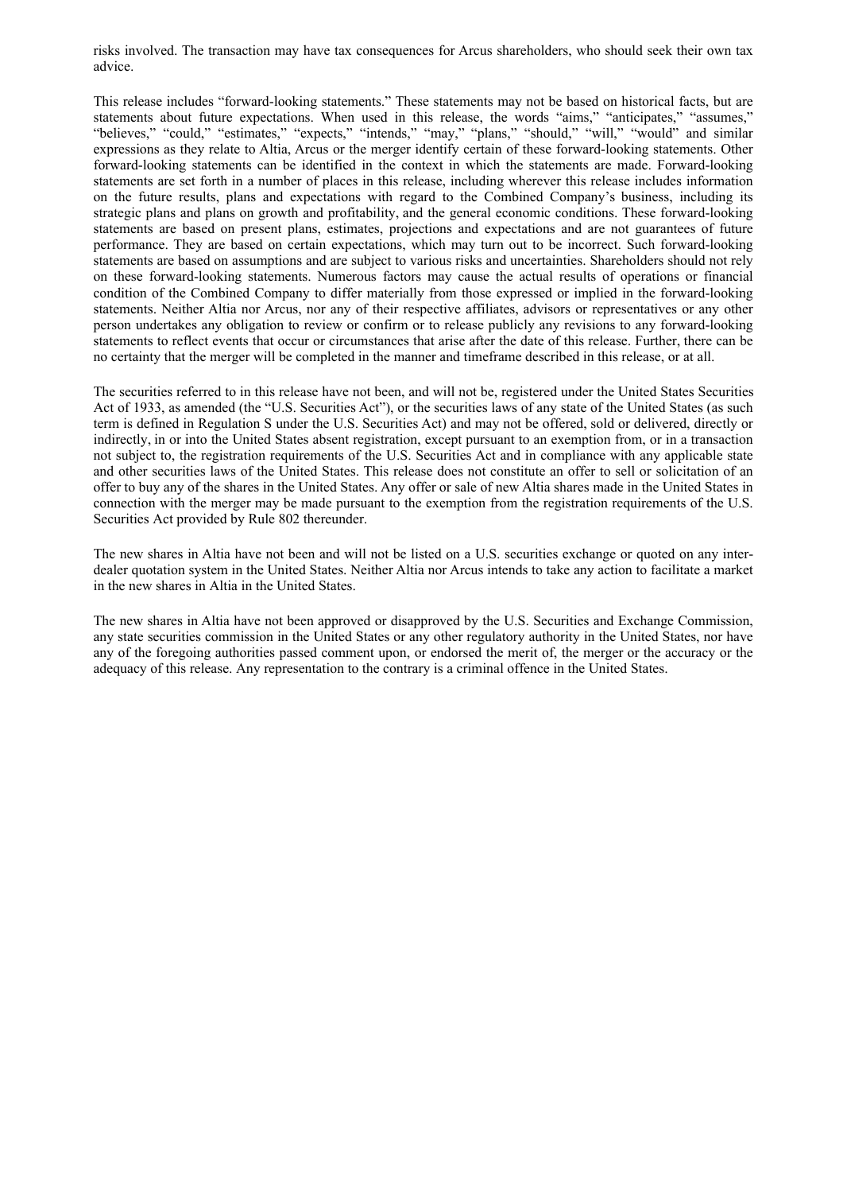risks involved. The transaction may have tax consequences for Arcus shareholders, who should seek their own tax advice.

This release includes "forward-looking statements." These statements may not be based on historical facts, but are statements about future expectations. When used in this release, the words "aims," "anticipates," "assumes," "believes," "could," "estimates," "expects," "intends," "may," "plans," "should," "will," "would" and similar expressions as they relate to Altia, Arcus or the merger identify certain of these forward-looking statements. Other forward-looking statements can be identified in the context in which the statements are made. Forward-looking statements are set forth in a number of places in this release, including wherever this release includes information on the future results, plans and expectations with regard to the Combined Company's business, including its strategic plans and plans on growth and profitability, and the general economic conditions. These forward-looking statements are based on present plans, estimates, projections and expectations and are not guarantees of future performance. They are based on certain expectations, which may turn out to be incorrect. Such forward-looking statements are based on assumptions and are subject to various risks and uncertainties. Shareholders should not rely on these forward-looking statements. Numerous factors may cause the actual results of operations or financial condition of the Combined Company to differ materially from those expressed or implied in the forward-looking statements. Neither Altia nor Arcus, nor any of their respective affiliates, advisors or representatives or any other person undertakes any obligation to review or confirm or to release publicly any revisions to any forward-looking statements to reflect events that occur or circumstances that arise after the date of this release. Further, there can be no certainty that the merger will be completed in the manner and timeframe described in this release, or at all.

The securities referred to in this release have not been, and will not be, registered under the United States Securities Act of 1933, as amended (the "U.S. Securities Act"), or the securities laws of any state of the United States (as such term is defined in Regulation S under the U.S. Securities Act) and may not be offered, sold or delivered, directly or indirectly, in or into the United States absent registration, except pursuant to an exemption from, or in a transaction not subject to, the registration requirements of the U.S. Securities Act and in compliance with any applicable state and other securities laws of the United States. This release does not constitute an offer to sell or solicitation of an offer to buy any of the shares in the United States. Any offer or sale of new Altia shares made in the United States in connection with the merger may be made pursuant to the exemption from the registration requirements of the U.S. Securities Act provided by Rule 802 thereunder.

The new shares in Altia have not been and will not be listed on a U.S. securities exchange or quoted on any inter-dealer quotation system in the United States. Neither Altia nor Arcus intends to take any action to facilitate a market in the new shares in Altia in the United States.

The new shares in Altia have not been approved or disapproved by the U.S. Securities and Exchange Commission, any state securities commission in the United States or any other regulatory authority in the United States, nor have any of the foregoing authorities passed comment upon, or endorsed the merit of, the merger or the accuracy or the adequacy of this release. Any representation to the contrary is a criminal offence in the United States.